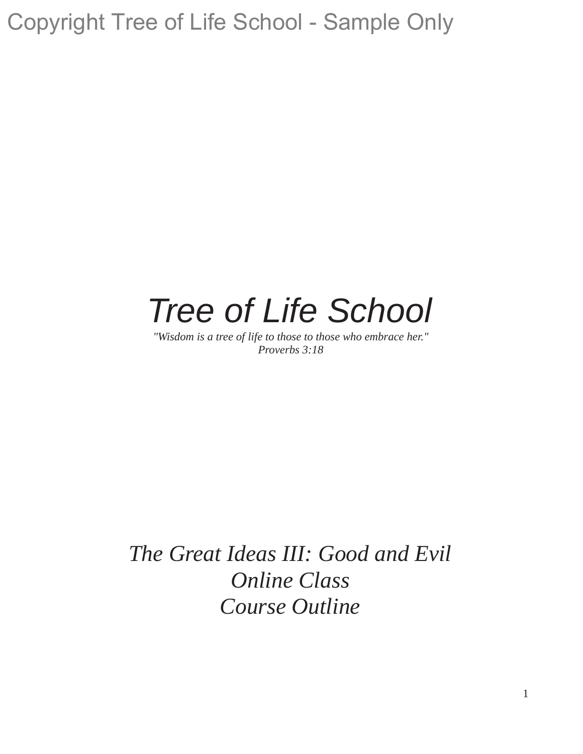Copyright Tree of Life School - Sample Only

# *Tree of Life School*

*"Wisdom is a tree of life to those to those who embrace her."*
*Proverbs 3:18*

## *The Great Ideas III: Good and Evil*
## *Online Class*
## *Course Outline*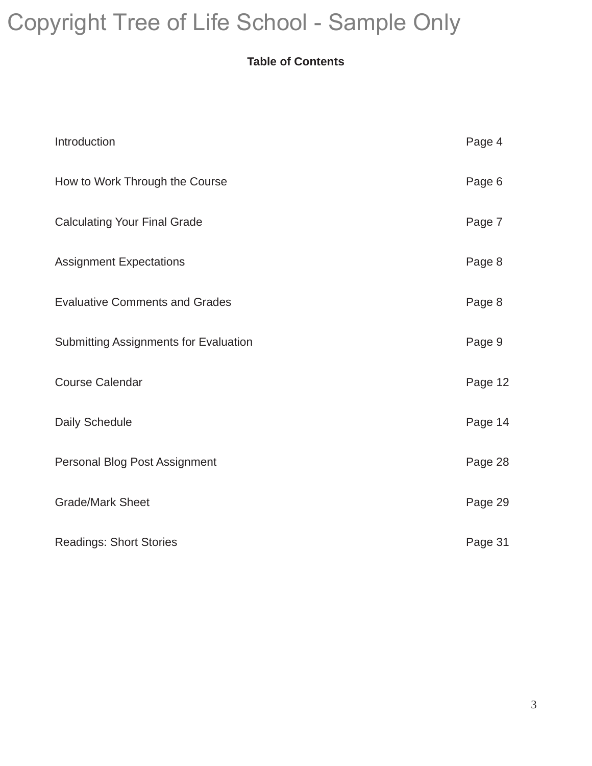Copyright Tree of Life School - Sample Only

## Table of Contents

| | |
|---|---|
| Introduction | Page 4 |
| How to Work Through the Course | Page 6 |
| Calculating Your Final Grade | Page 7 |
| Assignment Expectations | Page 8 |
| Evaluative Comments and Grades | Page 8 |
| Submitting Assignments for Evaluation | Page 9 |
| Course Calendar | Page 12 |
| Daily Schedule | Page 14 |
| Personal Blog Post Assignment | Page 28 |
| Grade/Mark Sheet | Page 29 |
| Readings: Short Stories | Page 31 |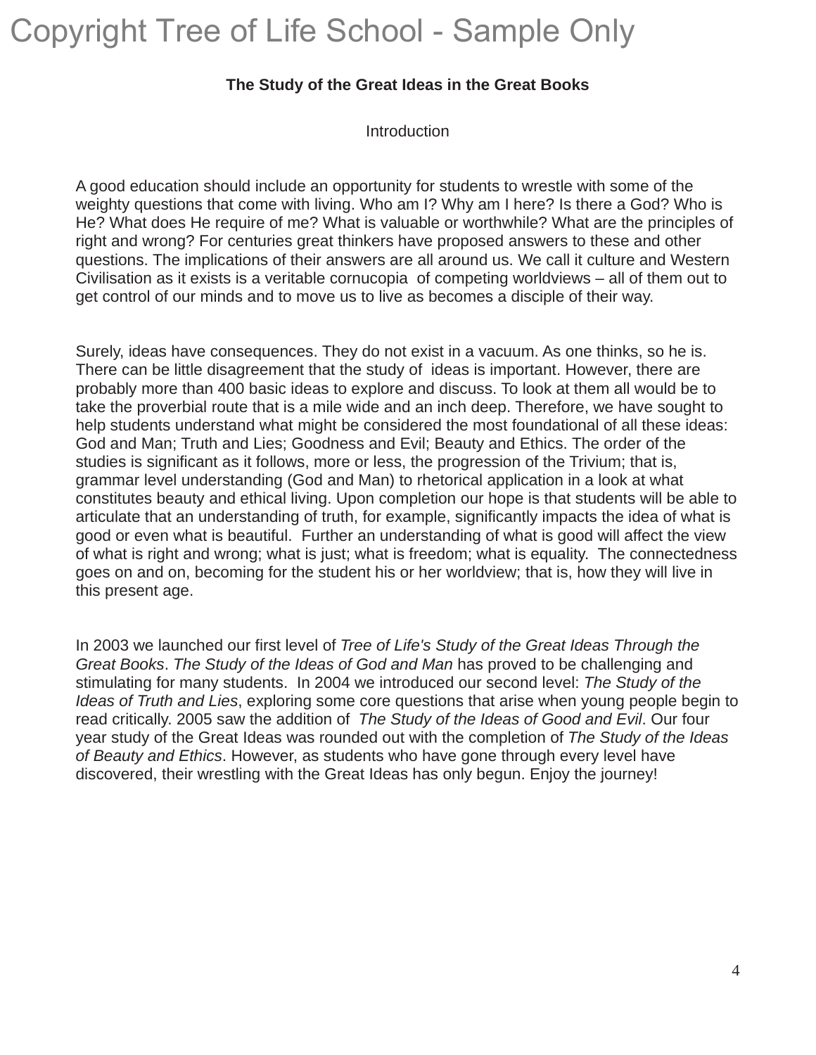## The Study of the Great Ideas in the Great Books

### Introduction

A good education should include an opportunity for students to wrestle with some of the weighty questions that come with living. Who am I? Why am I here? Is there a God? Who is He? What does He require of me? What is valuable or worthwhile? What are the principles of right and wrong? For centuries great thinkers have proposed answers to these and other questions. The implications of their answers are all around us. We call it culture and Western Civilisation as it exists is a veritable cornucopia of competing worldviews – all of them out to get control of our minds and to move us to live as becomes a disciple of their way.

Surely, ideas have consequences. They do not exist in a vacuum. As one thinks, so he is. There can be little disagreement that the study of ideas is important. However, there are probably more than 400 basic ideas to explore and discuss. To look at them all would be to take the proverbial route that is a mile wide and an inch deep. Therefore, we have sought to help students understand what might be considered the most foundational of all these ideas: God and Man; Truth and Lies; Goodness and Evil; Beauty and Ethics. The order of the studies is significant as it follows, more or less, the progression of the Trivium; that is, grammar level understanding (God and Man) to rhetorical application in a look at what constitutes beauty and ethical living. Upon completion our hope is that students will be able to articulate that an understanding of truth, for example, significantly impacts the idea of what is good or even what is beautiful. Further an understanding of what is good will affect the view of what is right and wrong; what is just; what is freedom; what is equality. The connectedness goes on and on, becoming for the student his or her worldview; that is, how they will live in this present age.

In 2003 we launched our first level of *Tree of Life's Study of the Great Ideas Through the Great Books*. *The Study of the Ideas of God and Man* has proved to be challenging and stimulating for many students. In 2004 we introduced our second level: *The Study of the Ideas of Truth and Lies*, exploring some core questions that arise when young people begin to read critically. 2005 saw the addition of *The Study of the Ideas of Good and Evil*. Our four year study of the Great Ideas was rounded out with the completion of *The Study of the Ideas of Beauty and Ethics*. However, as students who have gone through every level have discovered, their wrestling with the Great Ideas has only begun. Enjoy the journey!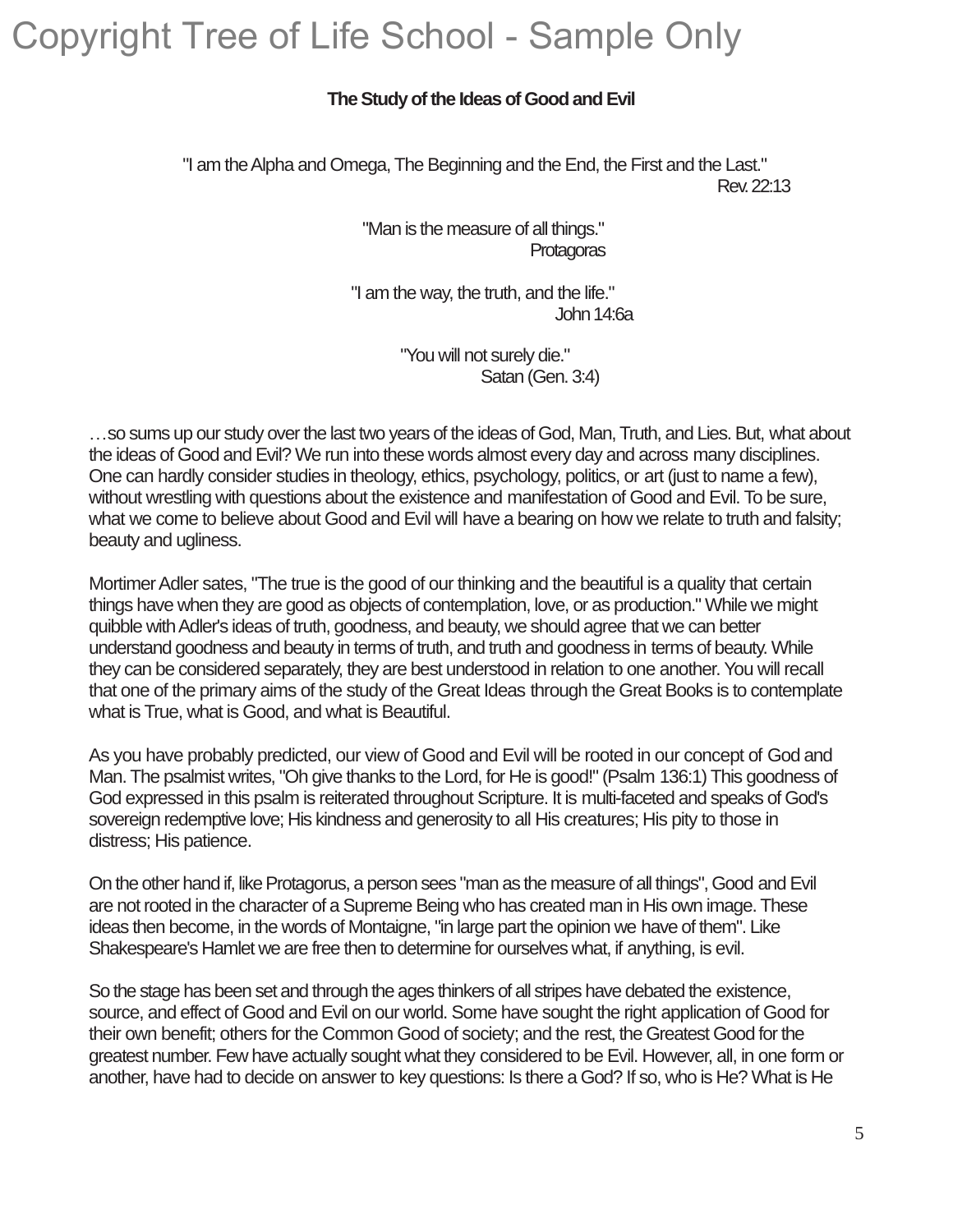Copyright Tree of Life School - Sample Only

**The Study of the Ideas of Good and Evil**

"I am the Alpha and Omega, The Beginning and the End, the First and the Last."
Rev. 22:13

"Man is the measure of all things."
Protagoras

"I am the way, the truth, and the life."
John 14:6a

"You will not surely die."
Satan (Gen. 3:4)

…so sums up our study over the last two years of the ideas of God, Man, Truth, and Lies. But, what about the ideas of Good and Evil? We run into these words almost every day and across many disciplines. One can hardly consider studies in theology, ethics, psychology, politics, or art (just to name a few), without wrestling with questions about the existence and manifestation of Good and Evil. To be sure, what we come to believe about Good and Evil will have a bearing on how we relate to truth and falsity; beauty and ugliness.

Mortimer Adler sates, "The true is the good of our thinking and the beautiful is a quality that certain things have when they are good as objects of contemplation, love, or as production." While we might quibble with Adler's ideas of truth, goodness, and beauty, we should agree that we can better understand goodness and beauty in terms of truth, and truth and goodness in terms of beauty. While they can be considered separately, they are best understood in relation to one another. You will recall that one of the primary aims of the study of the Great Ideas through the Great Books is to contemplate what is True, what is Good, and what is Beautiful.

As you have probably predicted, our view of Good and Evil will be rooted in our concept of God and Man. The psalmist writes, "Oh give thanks to the Lord, for He is good!" (Psalm 136:1) This goodness of God expressed in this psalm is reiterated throughout Scripture. It is multi-faceted and speaks of God's sovereign redemptive love; His kindness and generosity to all His creatures; His pity to those in distress; His patience.

On the other hand if, like Protagorus, a person sees "man as the measure of all things", Good and Evil are not rooted in the character of a Supreme Being who has created man in His own image. These ideas then become, in the words of Montaigne, "in large part the opinion we have of them". Like Shakespeare's Hamlet we are free then to determine for ourselves what, if anything, is evil.

So the stage has been set and through the ages thinkers of all stripes have debated the existence, source, and effect of Good and Evil on our world. Some have sought the right application of Good for their own benefit; others for the Common Good of society; and the rest, the Greatest Good for the greatest number. Few have actually sought what they considered to be Evil. However, all, in one form or another, have had to decide on answer to key questions: Is there a God? If so, who is He? What is He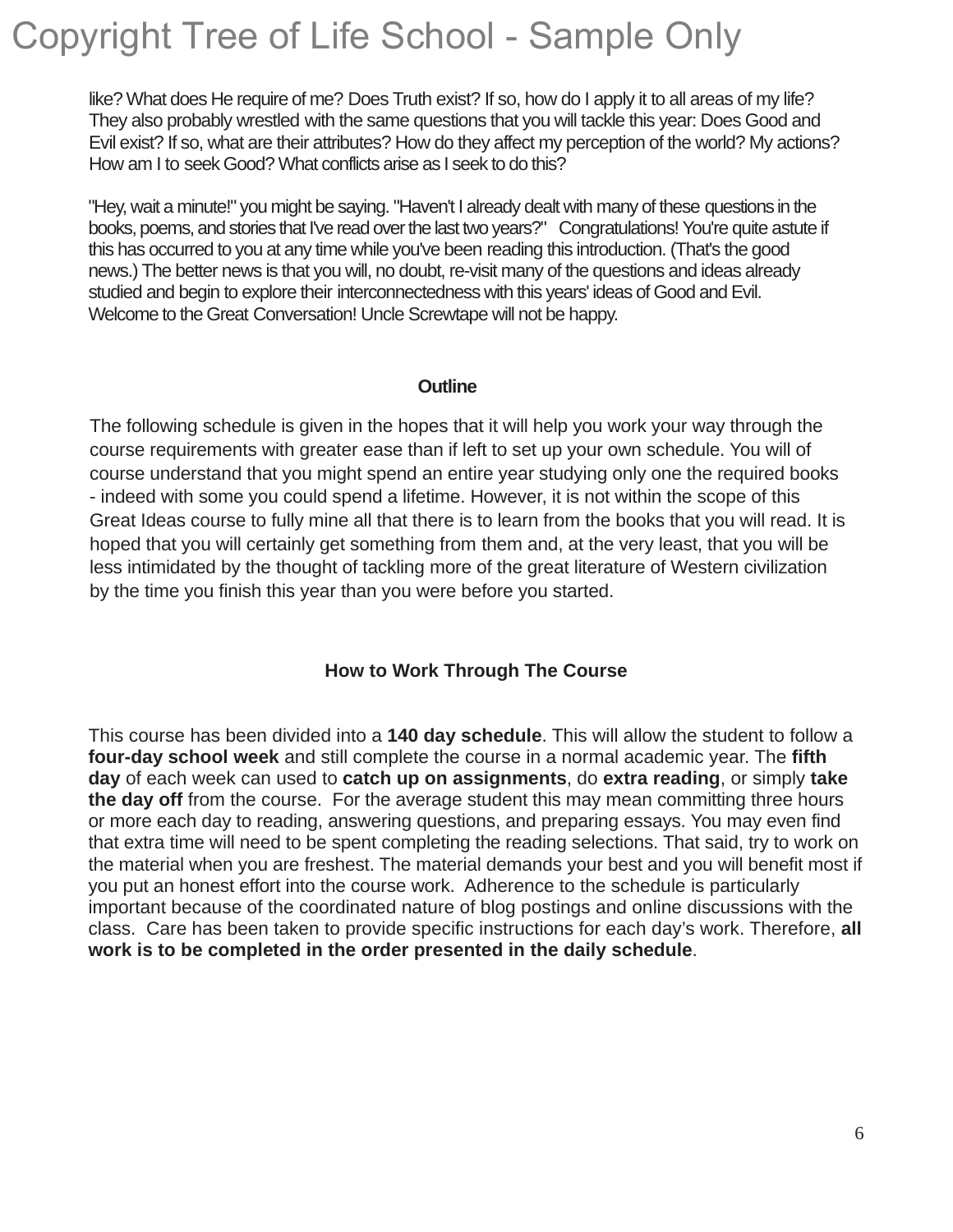like? What does He require of me? Does Truth exist? If so, how do I apply it to all areas of my life? They also probably wrestled with the same questions that you will tackle this year: Does Good and Evil exist? If so, what are their attributes? How do they affect my perception of the world? My actions? How am I to seek Good? What conflicts arise as I seek to do this?

"Hey, wait a minute!" you might be saying. "Haven't I already dealt with many of these questions in the books, poems, and stories that I've read over the last two years?" Congratulations! You're quite astute if this has occurred to you at any time while you've been reading this introduction. (That's the good news.) The better news is that you will, no doubt, re-visit many of the questions and ideas already studied and begin to explore their interconnectedness with this years' ideas of Good and Evil. Welcome to the Great Conversation! Uncle Screwtape will not be happy.

## Outline

The following schedule is given in the hopes that it will help you work your way through the course requirements with greater ease than if left to set up your own schedule. You will of course understand that you might spend an entire year studying only one the required books - indeed with some you could spend a lifetime. However, it is not within the scope of this Great Ideas course to fully mine all that there is to learn from the books that you will read. It is hoped that you will certainly get something from them and, at the very least, that you will be less intimidated by the thought of tackling more of the great literature of Western civilization by the time you finish this year than you were before you started.

## How to Work Through The Course

This course has been divided into a **140 day schedule**. This will allow the student to follow a **four-day school week** and still complete the course in a normal academic year. The **fifth day** of each week can used to **catch up on assignments**, do **extra reading**, or simply **take the day off** from the course. For the average student this may mean committing three hours or more each day to reading, answering questions, and preparing essays. You may even find that extra time will need to be spent completing the reading selections. That said, try to work on the material when you are freshest. The material demands your best and you will benefit most if you put an honest effort into the course work. Adherence to the schedule is particularly important because of the coordinated nature of blog postings and online discussions with the class. Care has been taken to provide specific instructions for each day's work. Therefore, **all work is to be completed in the order presented in the daily schedule**.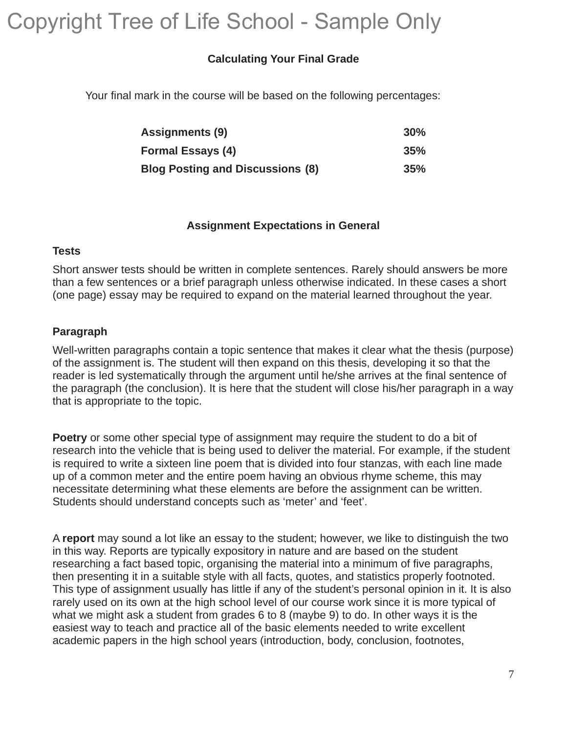## Calculating Your Final Grade

Your final mark in the course will be based on the following percentages:

| | |
|---|---|
| **Assignments (9)** | **30%** |
| **Formal Essays (4)** | **35%** |
| **Blog Posting and Discussions (8)** | **35%** |

## Assignment Expectations in General

**Tests**

Short answer tests should be written in complete sentences. Rarely should answers be more than a few sentences or a brief paragraph unless otherwise indicated. In these cases a short (one page) essay may be required to expand on the material learned throughout the year.

**Paragraph**

Well-written paragraphs contain a topic sentence that makes it clear what the thesis (purpose) of the assignment is. The student will then expand on this thesis, developing it so that the reader is led systematically through the argument until he/she arrives at the final sentence of the paragraph (the conclusion). It is here that the student will close his/her paragraph in a way that is appropriate to the topic.

**Poetry** or some other special type of assignment may require the student to do a bit of research into the vehicle that is being used to deliver the material. For example, if the student is required to write a sixteen line poem that is divided into four stanzas, with each line made up of a common meter and the entire poem having an obvious rhyme scheme, this may necessitate determining what these elements are before the assignment can be written. Students should understand concepts such as 'meter' and 'feet'.

A **report** may sound a lot like an essay to the student; however, we like to distinguish the two in this way. Reports are typically expository in nature and are based on the student researching a fact based topic, organising the material into a minimum of five paragraphs, then presenting it in a suitable style with all facts, quotes, and statistics properly footnoted. This type of assignment usually has little if any of the student's personal opinion in it. It is also rarely used on its own at the high school level of our course work since it is more typical of what we might ask a student from grades 6 to 8 (maybe 9) to do. In other ways it is the easiest way to teach and practice all of the basic elements needed to write excellent academic papers in the high school years (introduction, body, conclusion, footnotes,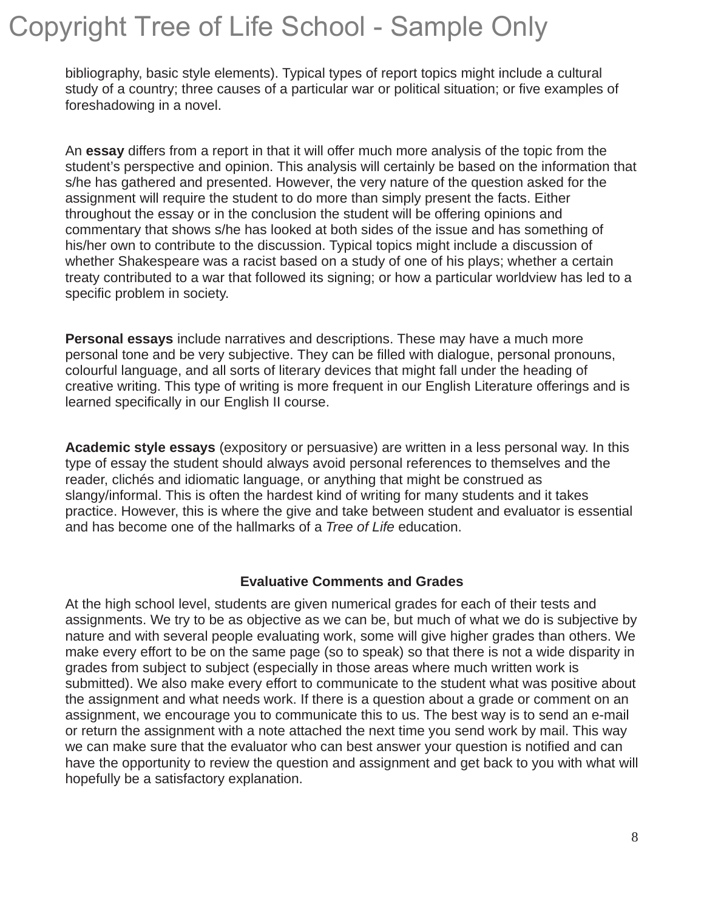bibliography, basic style elements). Typical types of report topics might include a cultural study of a country; three causes of a particular war or political situation; or five examples of foreshadowing in a novel.

An **essay** differs from a report in that it will offer much more analysis of the topic from the student's perspective and opinion. This analysis will certainly be based on the information that s/he has gathered and presented. However, the very nature of the question asked for the assignment will require the student to do more than simply present the facts. Either throughout the essay or in the conclusion the student will be offering opinions and commentary that shows s/he has looked at both sides of the issue and has something of his/her own to contribute to the discussion. Typical topics might include a discussion of whether Shakespeare was a racist based on a study of one of his plays; whether a certain treaty contributed to a war that followed its signing; or how a particular worldview has led to a specific problem in society.

**Personal essays** include narratives and descriptions. These may have a much more personal tone and be very subjective. They can be filled with dialogue, personal pronouns, colourful language, and all sorts of literary devices that might fall under the heading of creative writing. This type of writing is more frequent in our English Literature offerings and is learned specifically in our English II course.

**Academic style essays** (expository or persuasive) are written in a less personal way. In this type of essay the student should always avoid personal references to themselves and the reader, clichés and idiomatic language, or anything that might be construed as slangy/informal. This is often the hardest kind of writing for many students and it takes practice. However, this is where the give and take between student and evaluator is essential and has become one of the hallmarks of a *Tree of Life* education.

## Evaluative Comments and Grades

At the high school level, students are given numerical grades for each of their tests and assignments. We try to be as objective as we can be, but much of what we do is subjective by nature and with several people evaluating work, some will give higher grades than others. We make every effort to be on the same page (so to speak) so that there is not a wide disparity in grades from subject to subject (especially in those areas where much written work is submitted). We also make every effort to communicate to the student what was positive about the assignment and what needs work. If there is a question about a grade or comment on an assignment, we encourage you to communicate this to us. The best way is to send an e-mail or return the assignment with a note attached the next time you send work by mail. This way we can make sure that the evaluator who can best answer your question is notified and can have the opportunity to review the question and assignment and get back to you with what will hopefully be a satisfactory explanation.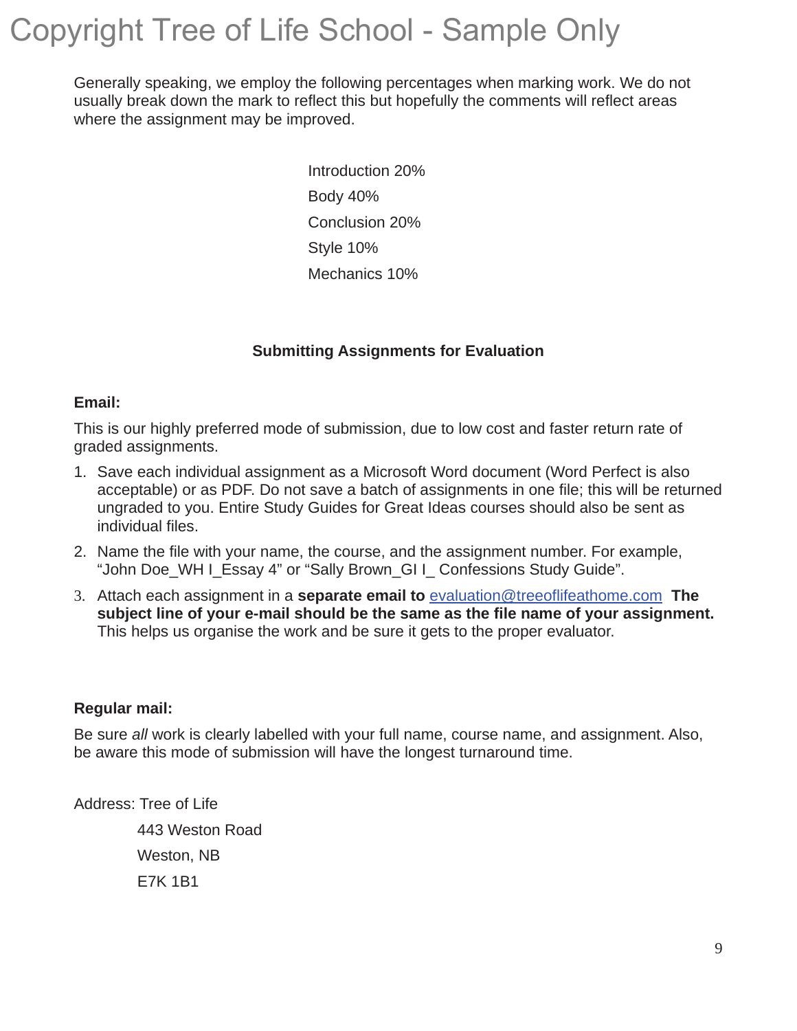Generally speaking, we employ the following percentages when marking work. We do not usually break down the mark to reflect this but hopefully the comments will reflect areas where the assignment may be improved.

Introduction 20%

Body 40%

Conclusion 20%

Style 10%

Mechanics 10%

## Submitting Assignments for Evaluation

**Email:**

This is our highly preferred mode of submission, due to low cost and faster return rate of graded assignments.

1. Save each individual assignment as a Microsoft Word document (Word Perfect is also acceptable) or as PDF. Do not save a batch of assignments in one file; this will be returned ungraded to you. Entire Study Guides for Great Ideas courses should also be sent as individual files.
2. Name the file with your name, the course, and the assignment number. For example, “John Doe_WH I_Essay 4” or “Sally Brown_GI I_ Confessions Study Guide”.
3. Attach each assignment in a **separate email to** evaluation@treeoflifeathome.com **The subject line of your e-mail should be the same as the file name of your assignment.** This helps us organise the work and be sure it gets to the proper evaluator.

**Regular mail:**

Be sure *all* work is clearly labelled with your full name, course name, and assignment. Also, be aware this mode of submission will have the longest turnaround time.

Address: Tree of Life
443 Weston Road
Weston, NB
E7K 1B1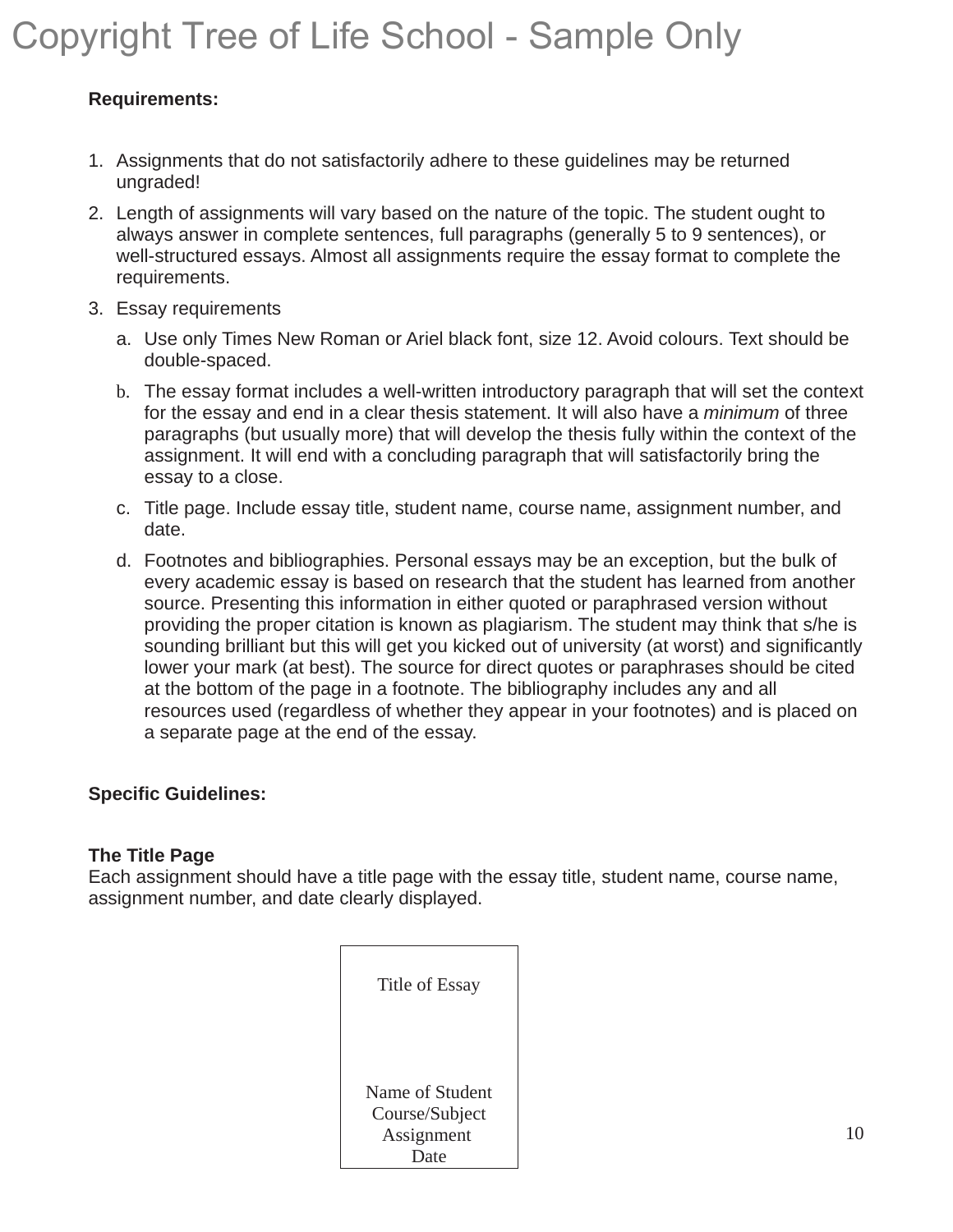**Requirements:**

1. Assignments that do not satisfactorily adhere to these guidelines may be returned ungraded!
2. Length of assignments will vary based on the nature of the topic. The student ought to always answer in complete sentences, full paragraphs (generally 5 to 9 sentences), or well-structured essays. Almost all assignments require the essay format to complete the requirements.
3. Essay requirements
   a. Use only Times New Roman or Ariel black font, size 12. Avoid colours. Text should be double-spaced.
   b. The essay format includes a well-written introductory paragraph that will set the context for the essay and end in a clear thesis statement. It will also have a *minimum* of three paragraphs (but usually more) that will develop the thesis fully within the context of the assignment. It will end with a concluding paragraph that will satisfactorily bring the essay to a close.
   c. Title page. Include essay title, student name, course name, assignment number, and date.
   d. Footnotes and bibliographies. Personal essays may be an exception, but the bulk of every academic essay is based on research that the student has learned from another source. Presenting this information in either quoted or paraphrased version without providing the proper citation is known as plagiarism. The student may think that s/he is sounding brilliant but this will get you kicked out of university (at worst) and significantly lower your mark (at best). The source for direct quotes or paraphrases should be cited at the bottom of the page in a footnote. The bibliography includes any and all resources used (regardless of whether they appear in your footnotes) and is placed on a separate page at the end of the essay.

**Specific Guidelines:**

**The Title Page**
Each assignment should have a title page with the essay title, student name, course name, assignment number, and date clearly displayed.

| Title of Essay<br><br><br>Name of Student<br>Course/Subject<br>Assignment<br>Date |
|---|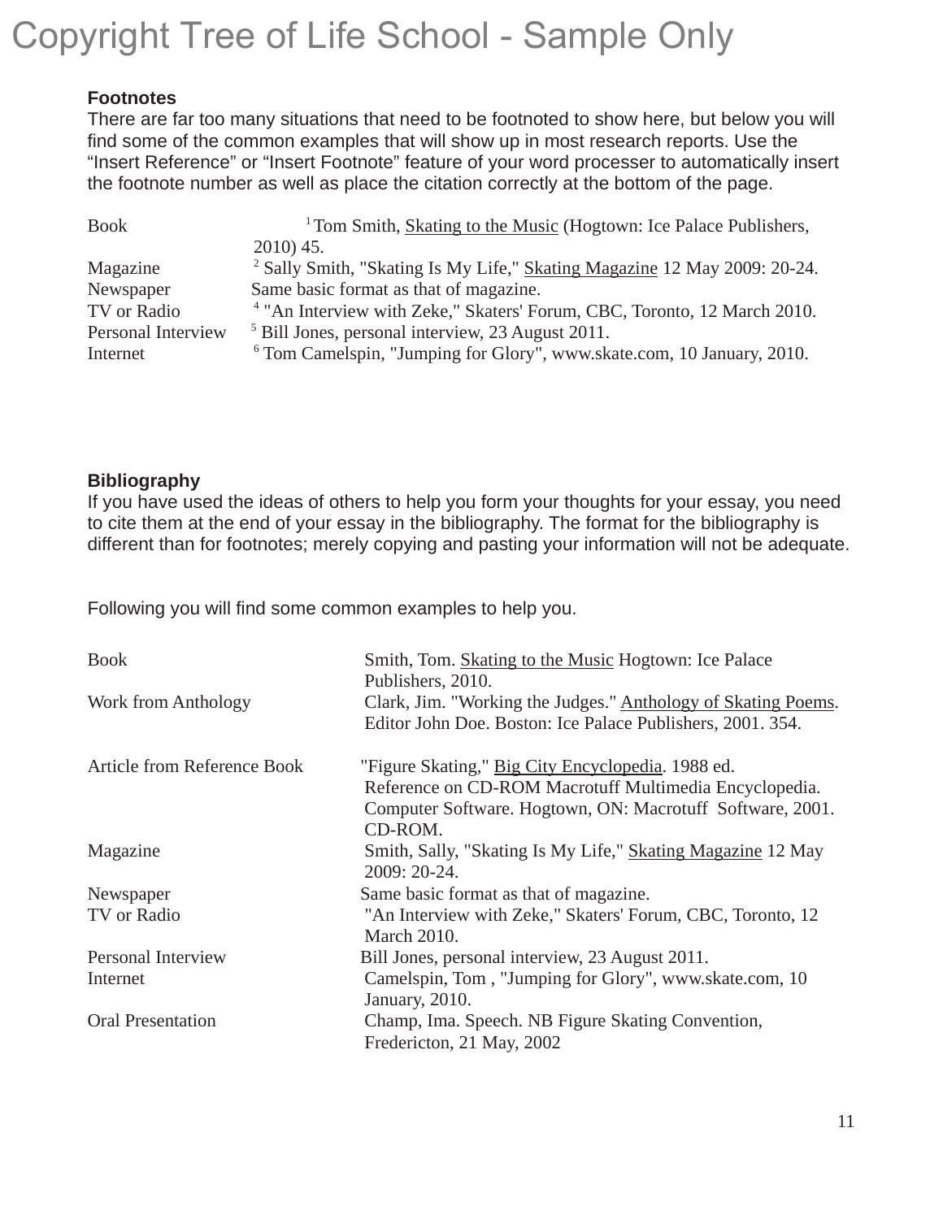**Footnotes**

There are far too many situations that need to be footnoted to show here, but below you will find some of the common examples that will show up in most research reports. Use the "Insert Reference" or "Insert Footnote" feature of your word processer to automatically insert the footnote number as well as place the citation correctly at the bottom of the page.

| | |
|---|---|
| Book | [1] Tom Smith, <u>Skating to the Music</u> (Hogtown: Ice Palace Publishers, 2010) 45. |
| Magazine | [2] Sally Smith, "Skating Is My Life," <u>Skating Magazine</u> 12 May 2009: 20-24. |
| Newspaper | Same basic format as that of magazine. |
| TV or Radio | [4] "An Interview with Zeke," Skaters' Forum, CBC, Toronto, 12 March 2010. |
| Personal Interview | [5] Bill Jones, personal interview, 23 August 2011. |
| Internet | [6] Tom Camelspin, "Jumping for Glory", www.skate.com, 10 January, 2010. |

**Bibliography**

If you have used the ideas of others to help you form your thoughts for your essay, you need to cite them at the end of your essay in the bibliography. The format for the bibliography is different than for footnotes; merely copying and pasting your information will not be adequate.

Following you will find some common examples to help you.

| | |
|---|---|
| Book | Smith, Tom. <u>Skating to the Music</u> Hogtown: Ice Palace Publishers, 2010. |
| Work from Anthology | Clark, Jim. "Working the Judges." <u>Anthology of Skating Poems</u>. Editor John Doe. Boston: Ice Palace Publishers, 2001. 354. |
| Article from Reference Book | "Figure Skating," <u>Big City Encyclopedia</u>. 1988 ed. Reference on CD-ROM Macrotuff Multimedia Encyclopedia. Computer Software. Hogtown, ON: Macrotuff Software, 2001. CD-ROM. |
| Magazine | Smith, Sally, "Skating Is My Life," <u>Skating Magazine</u> 12 May 2009: 20-24. |
| Newspaper | Same basic format as that of magazine. |
| TV or Radio | "An Interview with Zeke," Skaters' Forum, CBC, Toronto, 12 March 2010. |
| Personal Interview | Bill Jones, personal interview, 23 August 2011. |
| Internet | Camelspin, Tom , "Jumping for Glory", www.skate.com, 10 January, 2010. |
| Oral Presentation | Champ, Ima. Speech. NB Figure Skating Convention, Fredericton, 21 May, 2002 |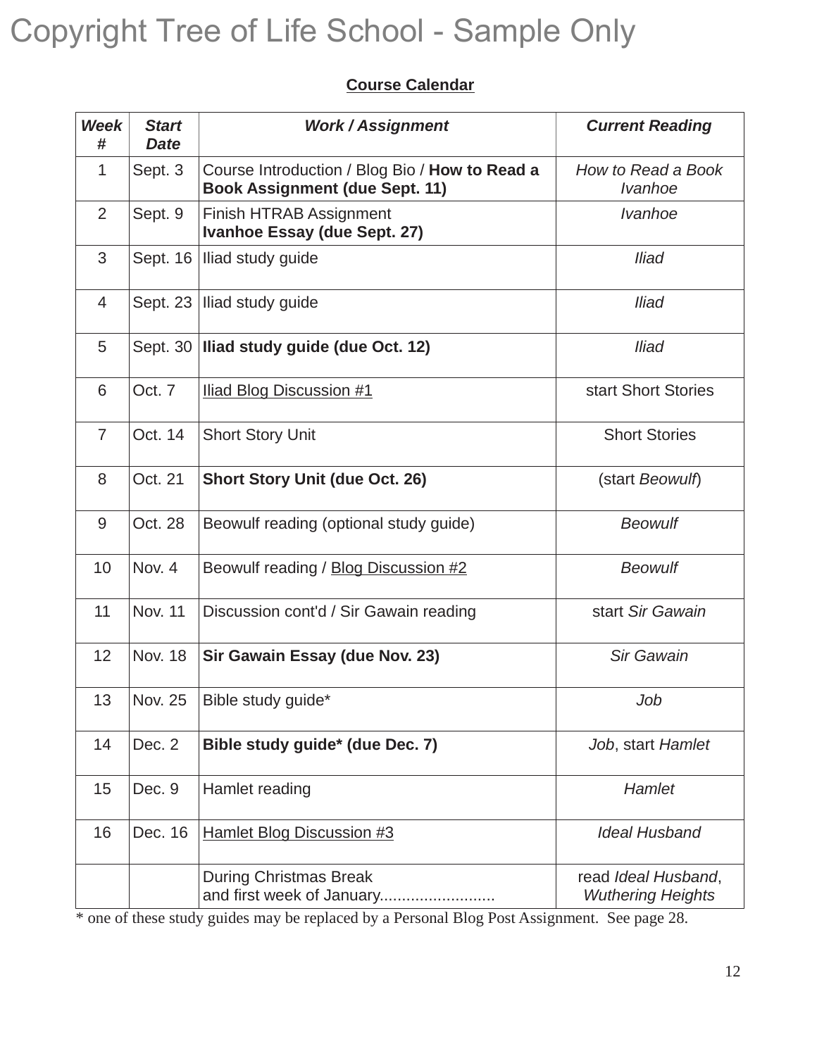Copyright Tree of Life School - Sample Only

**Course Calendar**

| ***Week #*** | ***Start Date*** | ***Work / Assignment*** | ***Current Reading*** |
|---|---|---|---|
| 1 | Sept. 3 | Course Introduction / Blog Bio / **How to Read a Book Assignment (due Sept. 11)** | *How to Read a Book* *Ivanhoe* |
| 2 | Sept. 9 | Finish HTRAB Assignment **Ivanhoe Essay (due Sept. 27)** | *Ivanhoe* |
| 3 | Sept. 16 | Iliad study guide | *Iliad* |
| 4 | Sept. 23 | Iliad study guide | *Iliad* |
| 5 | Sept. 30 | **Iliad study guide (due Oct. 12)** | *Iliad* |
| 6 | Oct. 7 | Iliad Blog Discussion #1 | start Short Stories |
| 7 | Oct. 14 | Short Story Unit | Short Stories |
| 8 | Oct. 21 | **Short Story Unit (due Oct. 26)** | (start *Beowulf*) |
| 9 | Oct. 28 | Beowulf reading (optional study guide) | *Beowulf* |
| 10 | Nov. 4 | Beowulf reading / Blog Discussion #2 | *Beowulf* |
| 11 | Nov. 11 | Discussion cont'd / Sir Gawain reading | start *Sir Gawain* |
| 12 | Nov. 18 | **Sir Gawain Essay (due Nov. 23)** | *Sir Gawain* |
| 13 | Nov. 25 | Bible study guide* | *Job* |
| 14 | Dec. 2 | **Bible study guide* (due Dec. 7)** | *Job*, start *Hamlet* |
| 15 | Dec. 9 | Hamlet reading | *Hamlet* |
| 16 | Dec. 16 | Hamlet Blog Discussion #3 | *Ideal Husband* |
| | | During Christmas Break and first week of January.......................... | read *Ideal Husband*, *Wuthering Heights* |

* one of these study guides may be replaced by a Personal Blog Post Assignment. See page 28.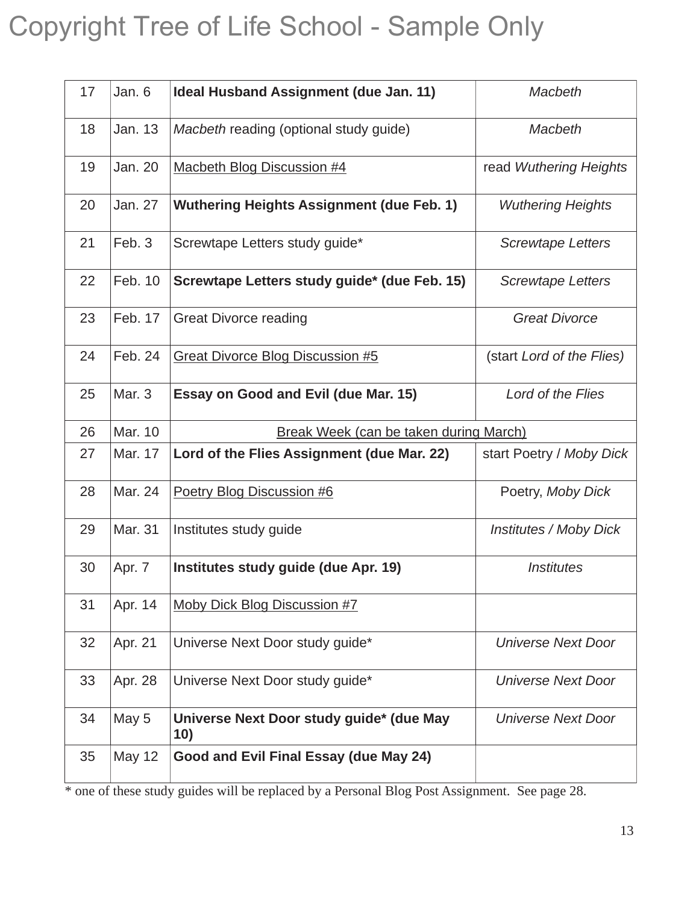Copyright Tree of Life School - Sample Only

| | | | |
|---|---|---|---|
| 17 | Jan. 6 | **Ideal Husband Assignment (due Jan. 11)** | *Macbeth* |
| 18 | Jan. 13 | *Macbeth* reading (optional study guide) | *Macbeth* |
| 19 | Jan. 20 | <u>Macbeth Blog Discussion #4</u> | read *Wuthering Heights* |
| 20 | Jan. 27 | **Wuthering Heights Assignment (due Feb. 1)** | *Wuthering Heights* |
| 21 | Feb. 3 | Screwtape Letters study guide* | *Screwtape Letters* |
| 22 | Feb. 10 | **Screwtape Letters study guide* (due Feb. 15)** | *Screwtape Letters* |
| 23 | Feb. 17 | Great Divorce reading | *Great Divorce* |
| 24 | Feb. 24 | <u>Great Divorce Blog Discussion #5</u> | (start *Lord of the Flies)* |
| 25 | Mar. 3 | **Essay on Good and Evil (due Mar. 15)** | *Lord of the Flies* |
| 26 | Mar. 10 | <u>Break Week (can be taken during March)</u> | |
| 27 | Mar. 17 | **Lord of the Flies Assignment (due Mar. 22)** | start Poetry / *Moby Dick* |
| 28 | Mar. 24 | <u>Poetry Blog Discussion #6</u> | Poetry, *Moby Dick* |
| 29 | Mar. 31 | Institutes study guide | *Institutes / Moby Dick* |
| 30 | Apr. 7 | **Institutes study guide (due Apr. 19)** | *Institutes* |
| 31 | Apr. 14 | <u>Moby Dick Blog Discussion #7</u> | |
| 32 | Apr. 21 | Universe Next Door study guide* | *Universe Next Door* |
| 33 | Apr. 28 | Universe Next Door study guide* | *Universe Next Door* |
| 34 | May 5 | **Universe Next Door study guide* (due May 10)** | *Universe Next Door* |
| 35 | May 12 | **Good and Evil Final Essay (due May 24)** | |

* one of these study guides will be replaced by a Personal Blog Post Assignment. See page 28.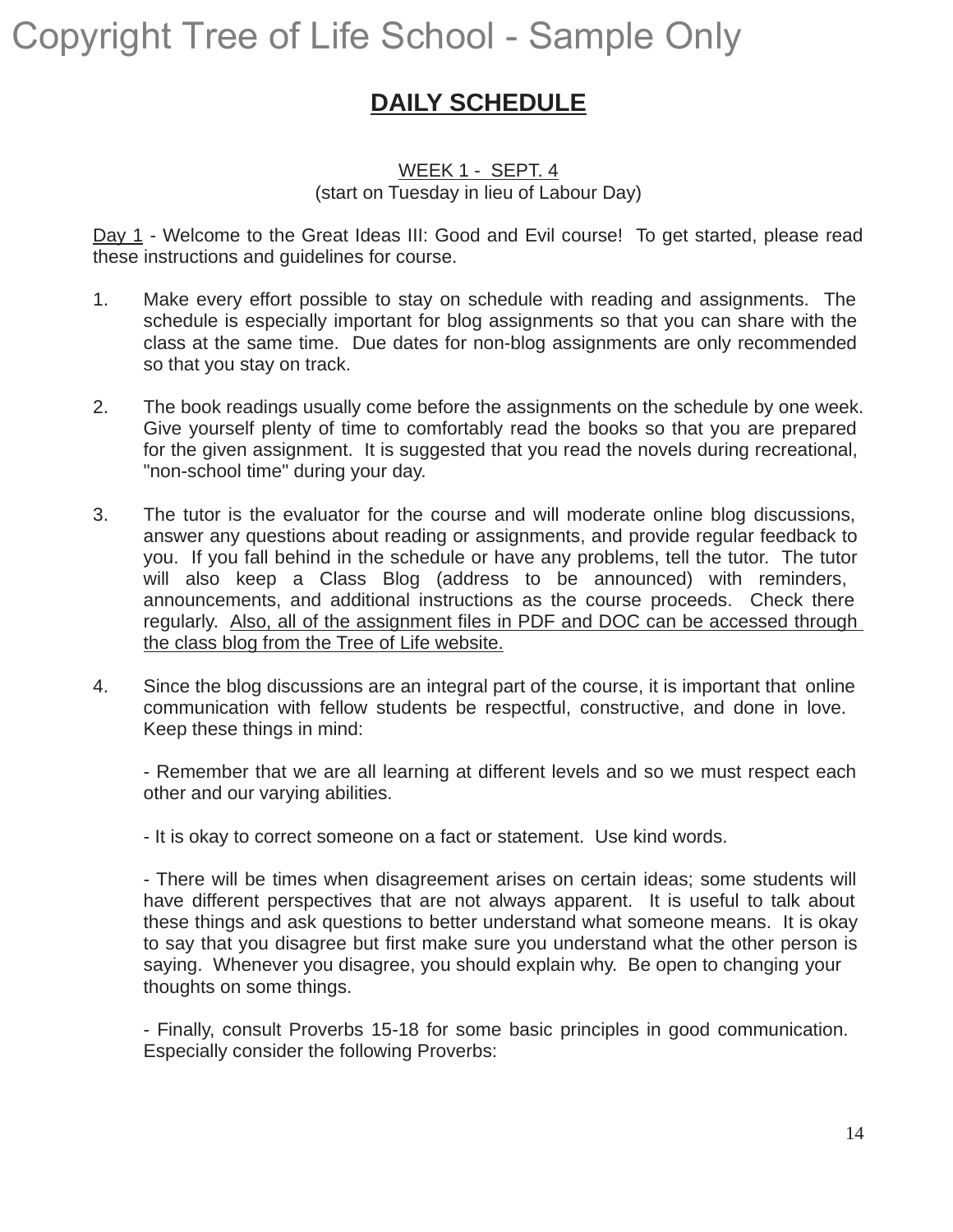# DAILY SCHEDULE

WEEK 1 - SEPT. 4
(start on Tuesday in lieu of Labour Day)

Day 1 - Welcome to the Great Ideas III: Good and Evil course! To get started, please read these instructions and guidelines for course.

1. Make every effort possible to stay on schedule with reading and assignments. The schedule is especially important for blog assignments so that you can share with the class at the same time. Due dates for non-blog assignments are only recommended so that you stay on track.

2. The book readings usually come before the assignments on the schedule by one week. Give yourself plenty of time to comfortably read the books so that you are prepared for the given assignment. It is suggested that you read the novels during recreational, "non-school time" during your day.

3. The tutor is the evaluator for the course and will moderate online blog discussions, answer any questions about reading or assignments, and provide regular feedback to you. If you fall behind in the schedule or have any problems, tell the tutor. The tutor will also keep a Class Blog (address to be announced) with reminders, announcements, and additional instructions as the course proceeds. Check there regularly. Also, all of the assignment files in PDF and DOC can be accessed through the class blog from the Tree of Life website.

4. Since the blog discussions are an integral part of the course, it is important that online communication with fellow students be respectful, constructive, and done in love. Keep these things in mind:

   - Remember that we are all learning at different levels and so we must respect each other and our varying abilities.

   - It is okay to correct someone on a fact or statement. Use kind words.

   - There will be times when disagreement arises on certain ideas; some students will have different perspectives that are not always apparent. It is useful to talk about these things and ask questions to better understand what someone means. It is okay to say that you disagree but first make sure you understand what the other person is saying. Whenever you disagree, you should explain why. Be open to changing your thoughts on some things.

   - Finally, consult Proverbs 15-18 for some basic principles in good communication. Especially consider the following Proverbs: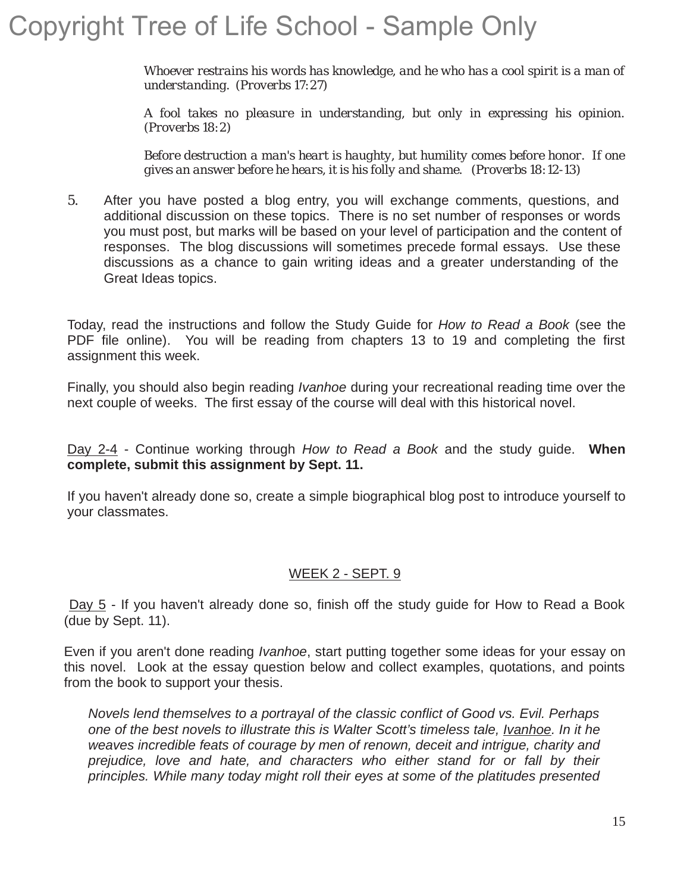*Whoever restrains his words has knowledge, and he who has a cool spirit is a man of understanding. (Proverbs 17:27)*

*A fool takes no pleasure in understanding, but only in expressing his opinion. (Proverbs 18:2)*

*Before destruction a man's heart is haughty, but humility comes before honor. If one gives an answer before he hears, it is his folly and shame. (Proverbs 18:12-13)*

5. After you have posted a blog entry, you will exchange comments, questions, and additional discussion on these topics. There is no set number of responses or words you must post, but marks will be based on your level of participation and the content of responses. The blog discussions will sometimes precede formal essays. Use these discussions as a chance to gain writing ideas and a greater understanding of the Great Ideas topics.

Today, read the instructions and follow the Study Guide for *How to Read a Book* (see the PDF file online). You will be reading from chapters 13 to 19 and completing the first assignment this week.

Finally, you should also begin reading *Ivanhoe* during your recreational reading time over the next couple of weeks. The first essay of the course will deal with this historical novel.

Day 2-4 - Continue working through *How to Read a Book* and the study guide. **When complete, submit this assignment by Sept. 11.**

If you haven't already done so, create a simple biographical blog post to introduce yourself to your classmates.

## WEEK 2 - SEPT. 9

Day 5 - If you haven't already done so, finish off the study guide for How to Read a Book (due by Sept. 11).

Even if you aren't done reading *Ivanhoe*, start putting together some ideas for your essay on this novel. Look at the essay question below and collect examples, quotations, and points from the book to support your thesis.

> *Novels lend themselves to a portrayal of the classic conflict of Good vs. Evil. Perhaps one of the best novels to illustrate this is Walter Scott's timeless tale, Ivanhoe. In it he weaves incredible feats of courage by men of renown, deceit and intrigue, charity and prejudice, love and hate, and characters who either stand for or fall by their principles. While many today might roll their eyes at some of the platitudes presented*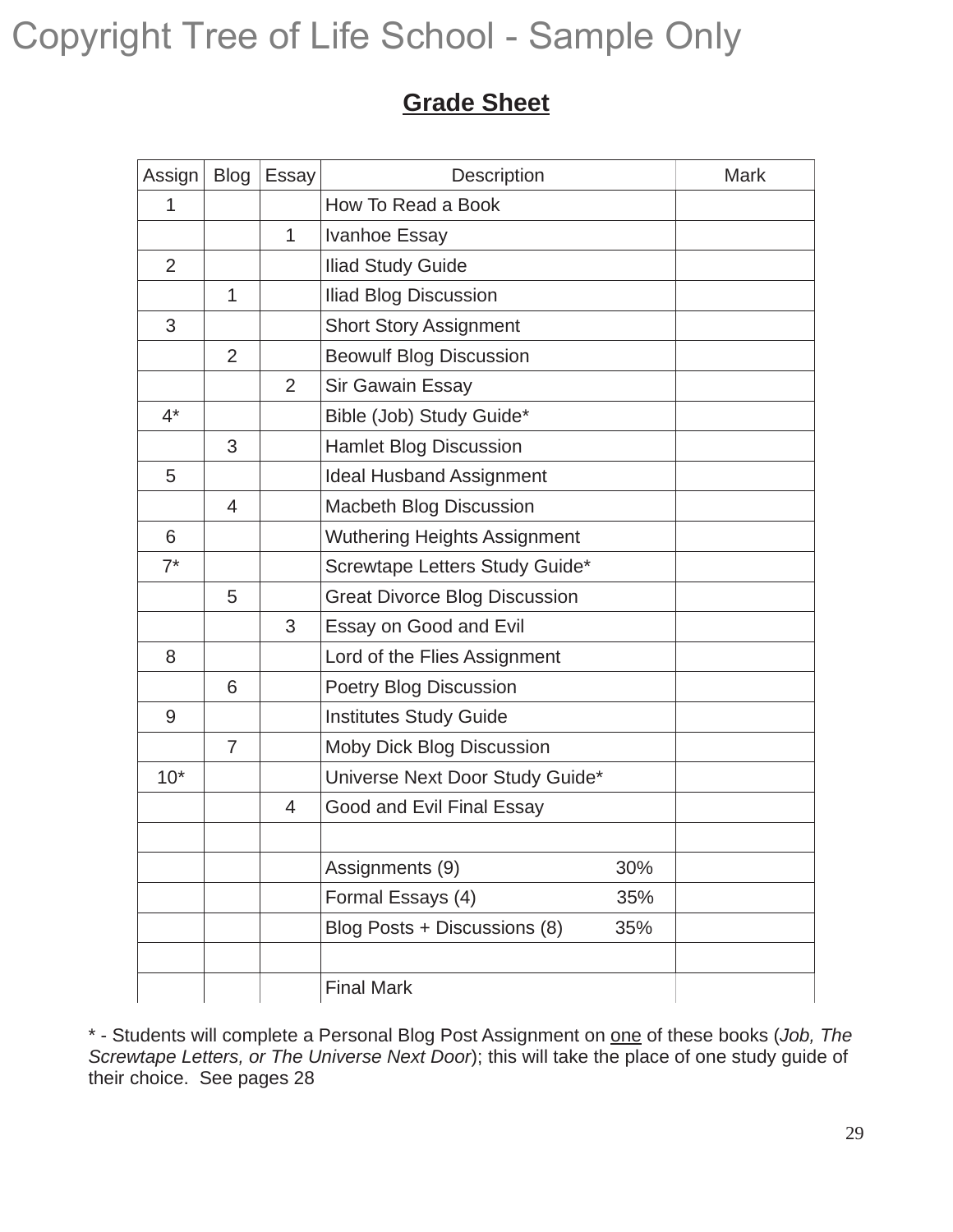Copyright Tree of Life School - Sample Only

## Grade Sheet

| Assign | Blog | Essay | Description | Mark |
|---|---|---|---|---|
| 1 | | | How To Read a Book | |
| | | 1 | Ivanhoe Essay | |
| 2 | | | Iliad Study Guide | |
| | 1 | | Iliad Blog Discussion | |
| 3 | | | Short Story Assignment | |
| | 2 | | Beowulf Blog Discussion | |
| | | 2 | Sir Gawain Essay | |
| 4* | | | Bible (Job) Study Guide* | |
| | 3 | | Hamlet Blog Discussion | |
| 5 | | | Ideal Husband Assignment | |
| | 4 | | Macbeth Blog Discussion | |
| 6 | | | Wuthering Heights Assignment | |
| 7* | | | Screwtape Letters Study Guide* | |
| | 5 | | Great Divorce Blog Discussion | |
| | | 3 | Essay on Good and Evil | |
| 8 | | | Lord of the Flies Assignment | |
| | 6 | | Poetry Blog Discussion | |
| 9 | | | Institutes Study Guide | |
| | 7 | | Moby Dick Blog Discussion | |
| 10* | | | Universe Next Door Study Guide* | |
| | | 4 | Good and Evil Final Essay | |
| | | | | |
| | | | Assignments (9) 30% | |
| | | | Formal Essays (4) 35% | |
| | | | Blog Posts + Discussions (8) 35% | |
| | | | | |
| | | | Final Mark | |

* - Students will complete a Personal Blog Post Assignment on one of these books (*Job, The Screwtape Letters, or The Universe Next Door*); this will take the place of one study guide of their choice. See pages 28